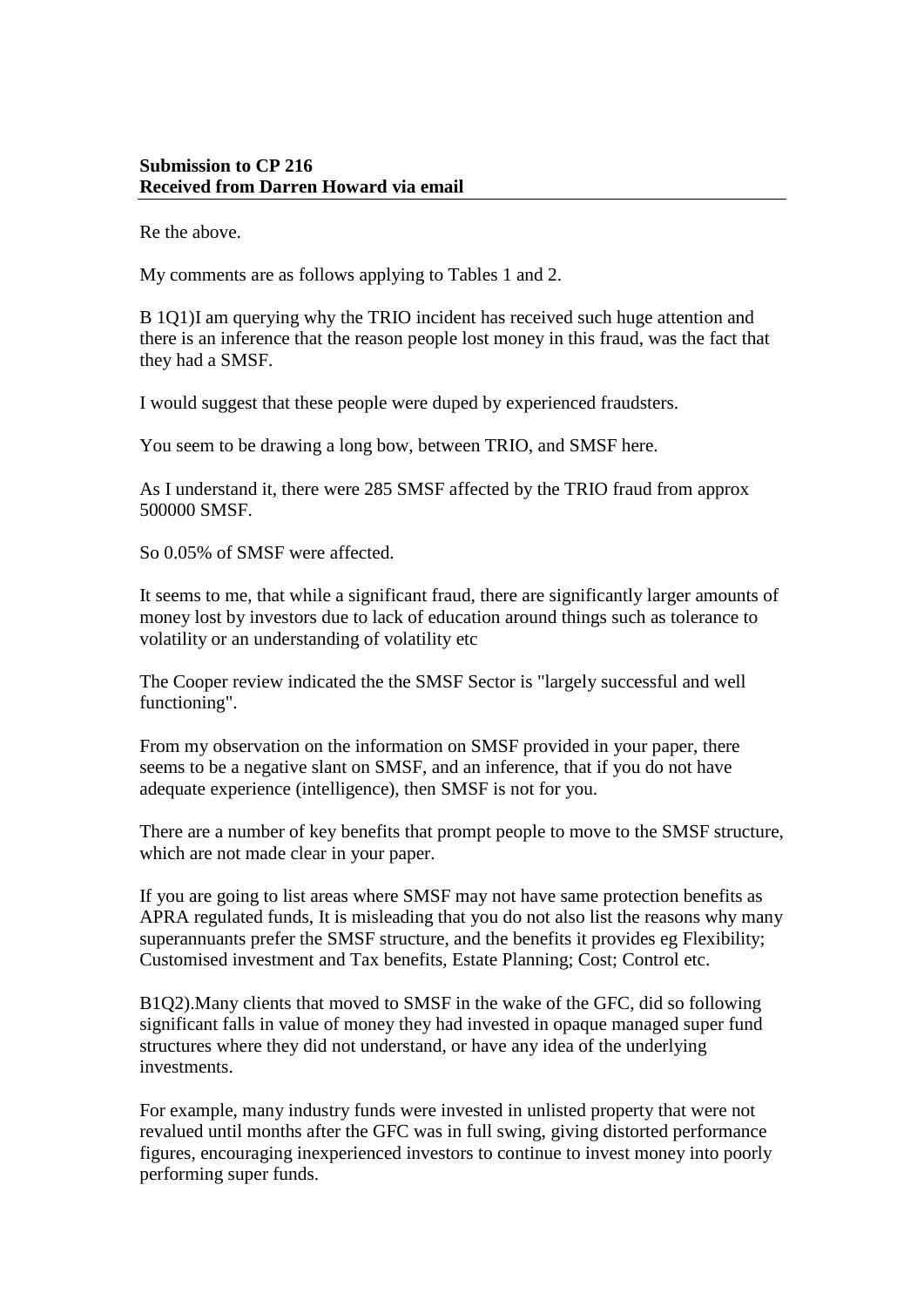**Submission to CP 216**
**Received from Darren Howard via email**

---

Re the above.

My comments are as follows applying to Tables 1 and 2.

B 1Q1)I am querying why the TRIO incident has received such huge attention and there is an inference that the reason people lost money in this fraud, was the fact that they had a SMSF.

I would suggest that these people were duped by experienced fraudsters.

You seem to be drawing a long bow, between TRIO, and SMSF here.

As I understand it, there were 285 SMSF affected by the TRIO fraud from approx 500000 SMSF.

So 0.05% of SMSF were affected.

It seems to me, that while a significant fraud, there are significantly larger amounts of money lost by investors due to lack of education around things such as tolerance to volatility or an understanding of volatility etc

The Cooper review indicated the the SMSF Sector is "largely successful and well functioning".

From my observation on the information on SMSF provided in your paper, there seems to be a negative slant on SMSF, and an inference, that if you do not have adequate experience (intelligence), then SMSF is not for you.

There are a number of key benefits that prompt people to move to the SMSF structure, which are not made clear in your paper.

If you are going to list areas where SMSF may not have same protection benefits as APRA regulated funds, It is misleading that you do not also list the reasons why many superannuants prefer the SMSF structure, and the benefits it provides eg Flexibility; Customised investment and Tax benefits, Estate Planning; Cost; Control etc.

B1Q2).Many clients that moved to SMSF in the wake of the GFC, did so following significant falls in value of money they had invested in opaque managed super fund structures where they did not understand, or have any idea of the underlying investments.

For example, many industry funds were invested in unlisted property that were not revalued until months after the GFC was in full swing, giving distorted performance figures, encouraging inexperienced investors to continue to invest money into poorly performing super funds.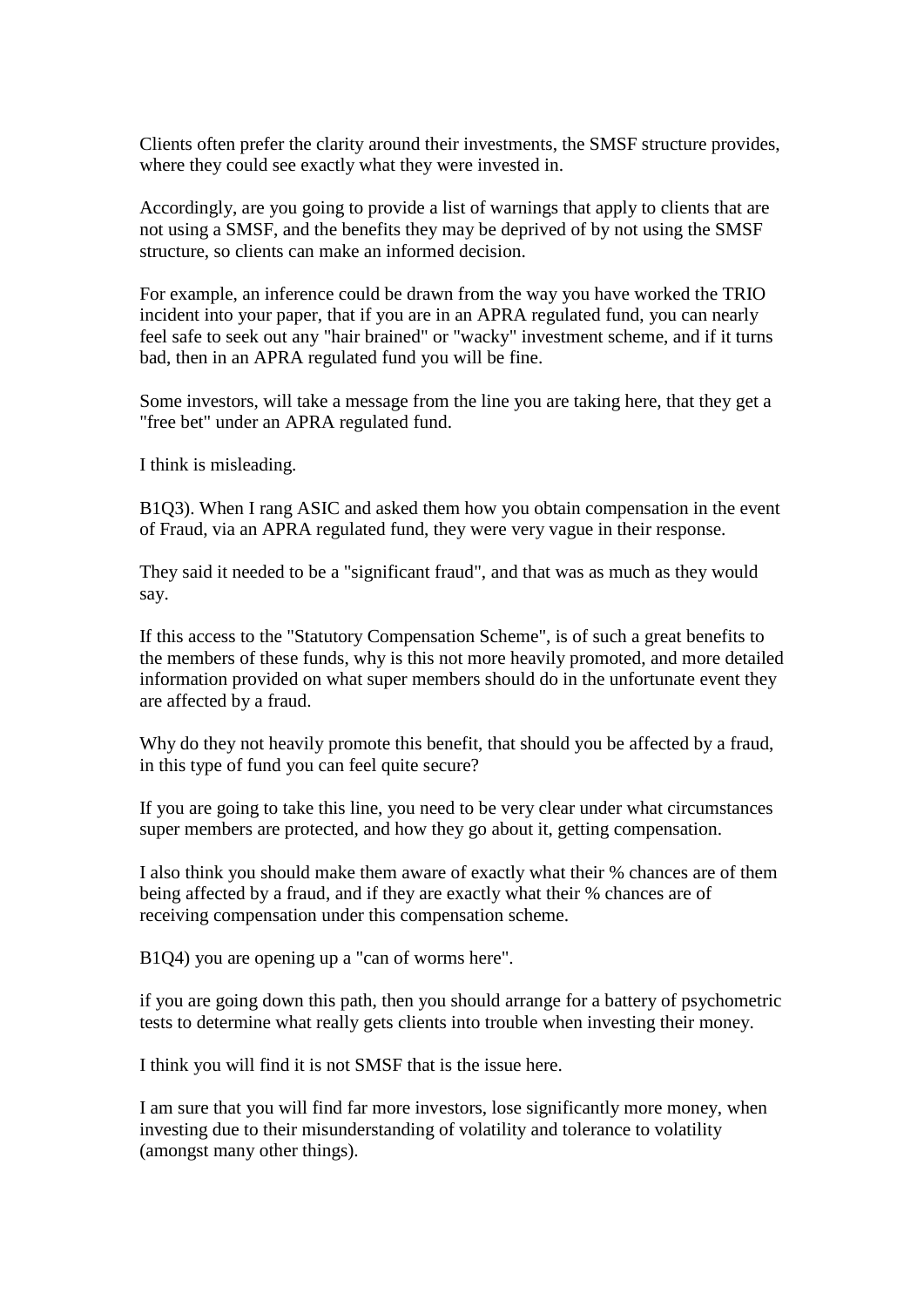Clients often prefer the clarity around their investments, the SMSF structure provides, where they could see exactly what they were invested in.

Accordingly, are you going to provide a list of warnings that apply to clients that are not using a SMSF, and the benefits they may be deprived of by not using the SMSF structure, so clients can make an informed decision.

For example, an inference could be drawn from the way you have worked the TRIO incident into your paper, that if you are in an APRA regulated fund, you can nearly feel safe to seek out any "hair brained" or "wacky" investment scheme, and if it turns bad, then in an APRA regulated fund you will be fine.

Some investors, will take a message from the line you are taking here, that they get a "free bet" under an APRA regulated fund.

I think is misleading.

B1Q3). When I rang ASIC and asked them how you obtain compensation in the event of Fraud, via an APRA regulated fund, they were very vague in their response.

They said it needed to be a "significant fraud", and that was as much as they would say.

If this access to the "Statutory Compensation Scheme", is of such a great benefits to the members of these funds, why is this not more heavily promoted, and more detailed information provided on what super members should do in the unfortunate event they are affected by a fraud.

Why do they not heavily promote this benefit, that should you be affected by a fraud, in this type of fund you can feel quite secure?

If you are going to take this line, you need to be very clear under what circumstances super members are protected, and how they go about it, getting compensation.

I also think you should make them aware of exactly what their % chances are of them being affected by a fraud, and if they are exactly what their % chances are of receiving compensation under this compensation scheme.

B1Q4) you are opening up a "can of worms here".

if you are going down this path, then you should arrange for a battery of psychometric tests to determine what really gets clients into trouble when investing their money.

I think you will find it is not SMSF that is the issue here.

I am sure that you will find far more investors, lose significantly more money, when investing due to their misunderstanding of volatility and tolerance to volatility (amongst many other things).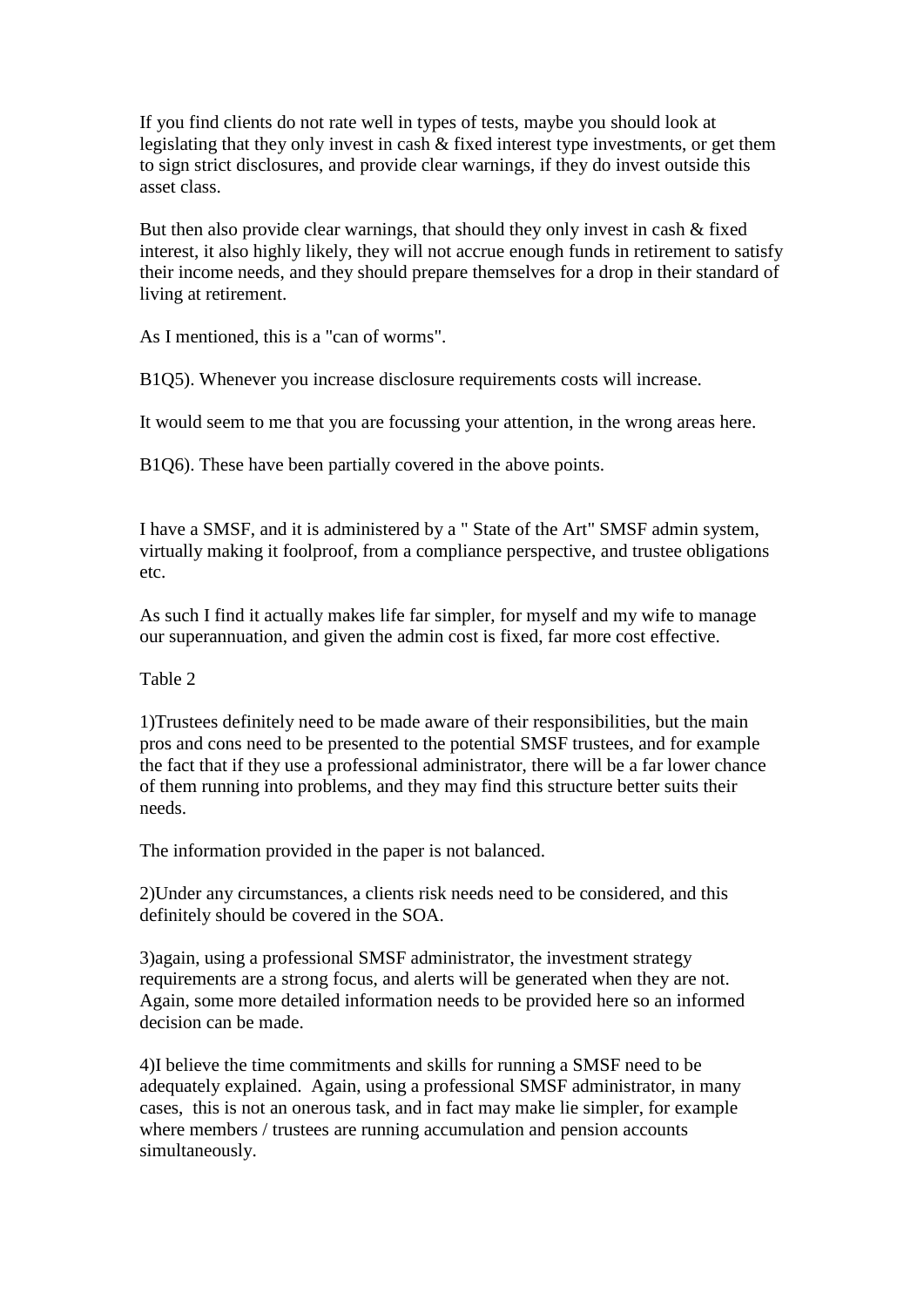If you find clients do not rate well in types of tests, maybe you should look at legislating that they only invest in cash & fixed interest type investments, or get them to sign strict disclosures, and provide clear warnings, if they do invest outside this asset class.

But then also provide clear warnings, that should they only invest in cash & fixed interest, it also highly likely, they will not accrue enough funds in retirement to satisfy their income needs, and they should prepare themselves for a drop in their standard of living at retirement.

As I mentioned, this is a "can of worms".

B1Q5). Whenever you increase disclosure requirements costs will increase.

It would seem to me that you are focussing your attention, in the wrong areas here.

B1Q6). These have been partially covered in the above points.

I have a SMSF, and it is administered by a " State of the Art" SMSF admin system, virtually making it foolproof, from a compliance perspective, and trustee obligations etc.

As such I find it actually makes life far simpler, for myself and my wife to manage our superannuation, and given the admin cost is fixed, far more cost effective.

Table 2

1)Trustees definitely need to be made aware of their responsibilities, but the main pros and cons need to be presented to the potential SMSF trustees, and for example the fact that if they use a professional administrator, there will be a far lower chance of them running into problems, and they may find this structure better suits their needs.

The information provided in the paper is not balanced.

2)Under any circumstances, a clients risk needs need to be considered, and this definitely should be covered in the SOA.

3)again, using a professional SMSF administrator, the investment strategy requirements are a strong focus, and alerts will be generated when they are not. Again, some more detailed information needs to be provided here so an informed decision can be made.

4)I believe the time commitments and skills for running a SMSF need to be adequately explained. Again, using a professional SMSF administrator, in many cases, this is not an onerous task, and in fact may make lie simpler, for example where members / trustees are running accumulation and pension accounts simultaneously.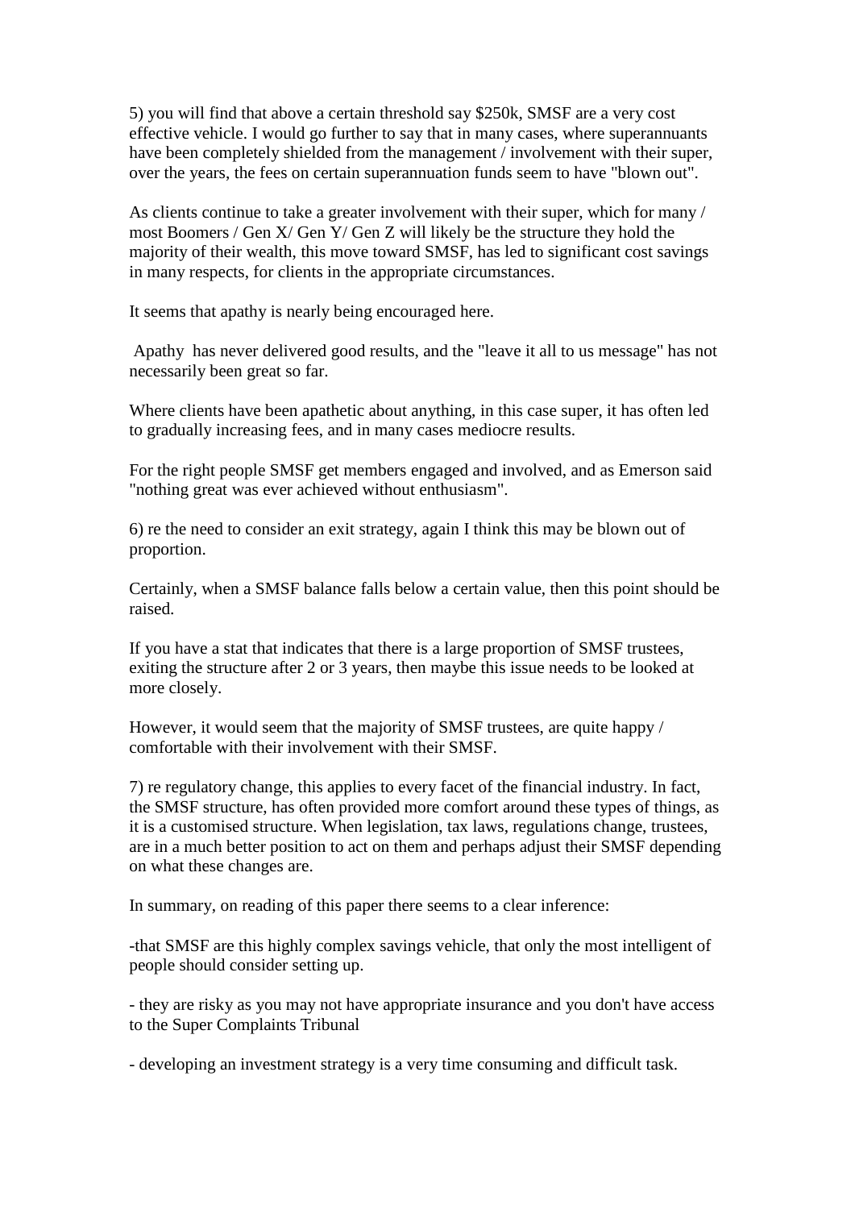5) you will find that above a certain threshold say $250k, SMSF are a very cost effective vehicle. I would go further to say that in many cases, where superannuants have been completely shielded from the management / involvement with their super, over the years, the fees on certain superannuation funds seem to have "blown out".

As clients continue to take a greater involvement with their super, which for many / most Boomers / Gen X/ Gen Y/ Gen Z will likely be the structure they hold the majority of their wealth, this move toward SMSF, has led to significant cost savings in many respects, for clients in the appropriate circumstances.

It seems that apathy is nearly being encouraged here.

Apathy has never delivered good results, and the "leave it all to us message" has not necessarily been great so far.

Where clients have been apathetic about anything, in this case super, it has often led to gradually increasing fees, and in many cases mediocre results.

For the right people SMSF get members engaged and involved, and as Emerson said "nothing great was ever achieved without enthusiasm".

6) re the need to consider an exit strategy, again I think this may be blown out of proportion.

Certainly, when a SMSF balance falls below a certain value, then this point should be raised.

If you have a stat that indicates that there is a large proportion of SMSF trustees, exiting the structure after 2 or 3 years, then maybe this issue needs to be looked at more closely.

However, it would seem that the majority of SMSF trustees, are quite happy / comfortable with their involvement with their SMSF.

7) re regulatory change, this applies to every facet of the financial industry. In fact, the SMSF structure, has often provided more comfort around these types of things, as it is a customised structure. When legislation, tax laws, regulations change, trustees, are in a much better position to act on them and perhaps adjust their SMSF depending on what these changes are.

In summary, on reading of this paper there seems to a clear inference:

-that SMSF are this highly complex savings vehicle, that only the most intelligent of people should consider setting up.

- they are risky as you may not have appropriate insurance and you don't have access to the Super Complaints Tribunal

- developing an investment strategy is a very time consuming and difficult task.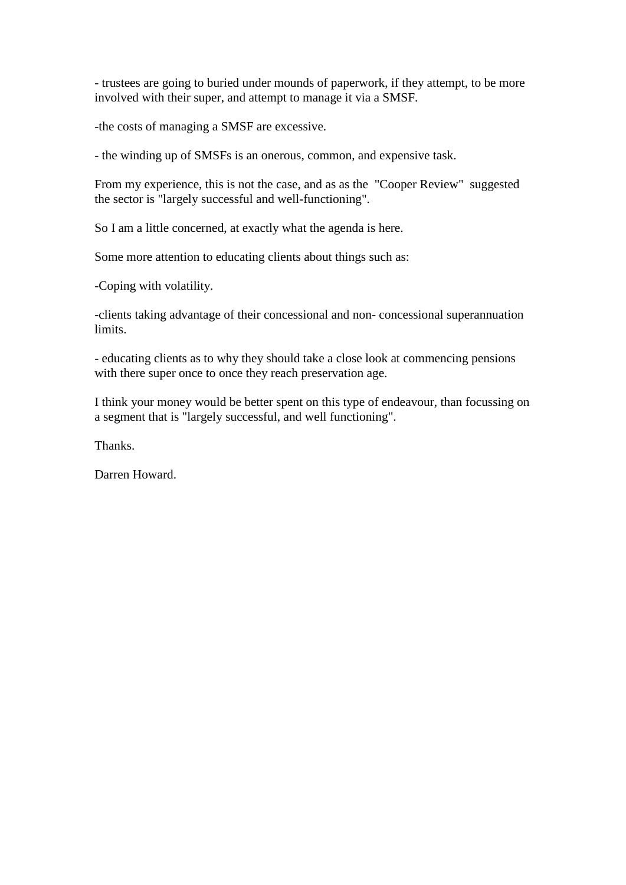- trustees are going to buried under mounds of paperwork, if they attempt, to be more involved with their super, and attempt to manage it via a SMSF.

-the costs of managing a SMSF are excessive.

- the winding up of SMSFs is an onerous, common, and expensive task.

From my experience, this is not the case, and as as the "Cooper Review" suggested the sector is "largely successful and well-functioning".

So I am a little concerned, at exactly what the agenda is here.

Some more attention to educating clients about things such as:

-Coping with volatility.

-clients taking advantage of their concessional and non- concessional superannuation limits.

- educating clients as to why they should take a close look at commencing pensions with there super once to once they reach preservation age.

I think your money would be better spent on this type of endeavour, than focussing on a segment that is "largely successful, and well functioning".

Thanks.

Darren Howard.